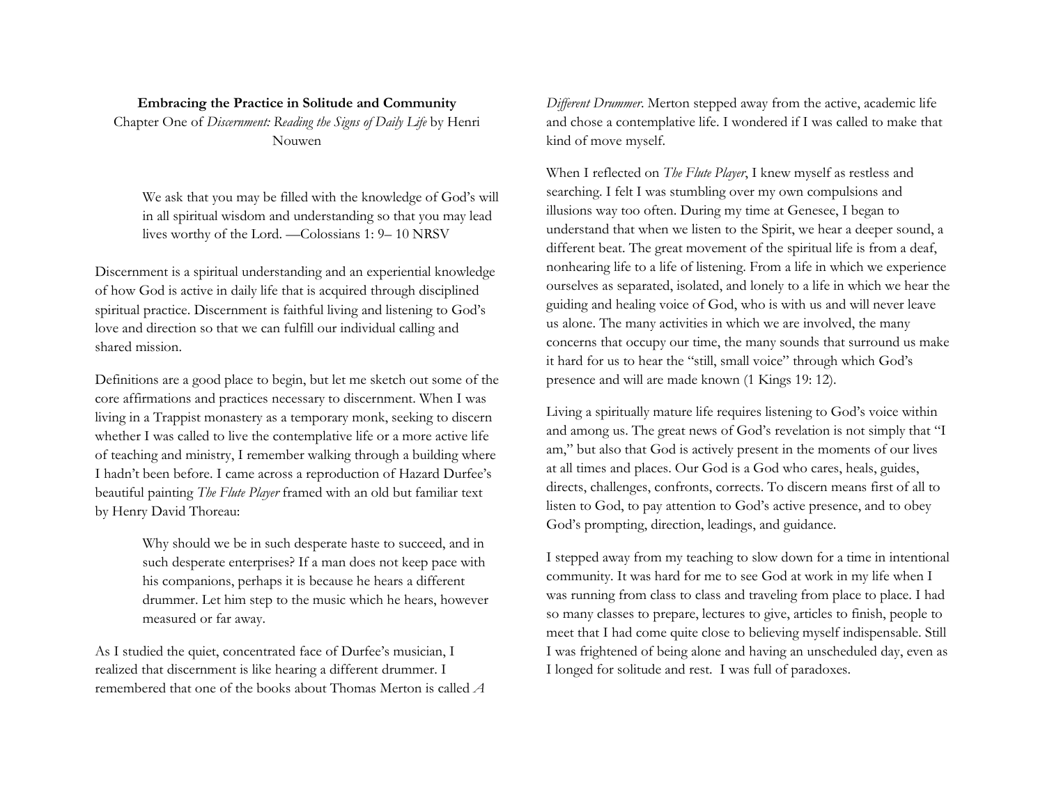**Embracing the Practice in Solitude and Community**

Chapter One of *Discernment: Reading the Signs of Daily Life* by Henri Nouwen

> We ask that you may be filled with the knowledge of God's will in all spiritual wisdom and understanding so that you may lead lives worthy of the Lord. —Colossians 1: 9– 10 NRSV

Discernment is a spiritual understanding and an experiential knowledge of how God is active in daily life that is acquired through disciplined spiritual practice. Discernment is faithful living and listening to God's love and direction so that we can fulfill our individual calling and shared mission.

Definitions are a good place to begin, but let me sketch out some of the core affirmations and practices necessary to discernment. When I was living in a Trappist monastery as a temporary monk, seeking to discern whether I was called to live the contemplative life or a more active life of teaching and ministry, I remember walking through a building where I hadn't been before. I came across a reproduction of Hazard Durfee's beautiful painting *The Flute Player* framed with an old but familiar text by Henry David Thoreau:

> Why should we be in such desperate haste to succeed, and in such desperate enterprises? If a man does not keep pace with his companions, perhaps it is because he hears a different drummer. Let him step to the music which he hears, however measured or far away.

As I studied the quiet, concentrated face of Durfee's musician, I realized that discernment is like hearing a different drummer. I remembered that one of the books about Thomas Merton is called *A Different Drummer*. Merton stepped away from the active, academic life and chose a contemplative life. I wondered if I was called to make that kind of move myself.

When I reflected on *The Flute Player*, I knew myself as restless and searching. I felt I was stumbling over my own compulsions and illusions way too often. During my time at Genesee, I began to understand that when we listen to the Spirit, we hear a deeper sound, a different beat. The great movement of the spiritual life is from a deaf, nonhearing life to a life of listening. From a life in which we experience ourselves as separated, isolated, and lonely to a life in which we hear the guiding and healing voice of God, who is with us and will never leave us alone. The many activities in which we are involved, the many concerns that occupy our time, the many sounds that surround us make it hard for us to hear the "still, small voice" through which God's presence and will are made known (1 Kings 19: 12).

Living a spiritually mature life requires listening to God's voice within and among us. The great news of God's revelation is not simply that "I am," but also that God is actively present in the moments of our lives at all times and places. Our God is a God who cares, heals, guides, directs, challenges, confronts, corrects. To discern means first of all to listen to God, to pay attention to God's active presence, and to obey God's prompting, direction, leadings, and guidance.

I stepped away from my teaching to slow down for a time in intentional community. It was hard for me to see God at work in my life when I was running from class to class and traveling from place to place. I had so many classes to prepare, lectures to give, articles to finish, people to meet that I had come quite close to believing myself indispensable. Still I was frightened of being alone and having an unscheduled day, even as I longed for solitude and rest. I was full of paradoxes.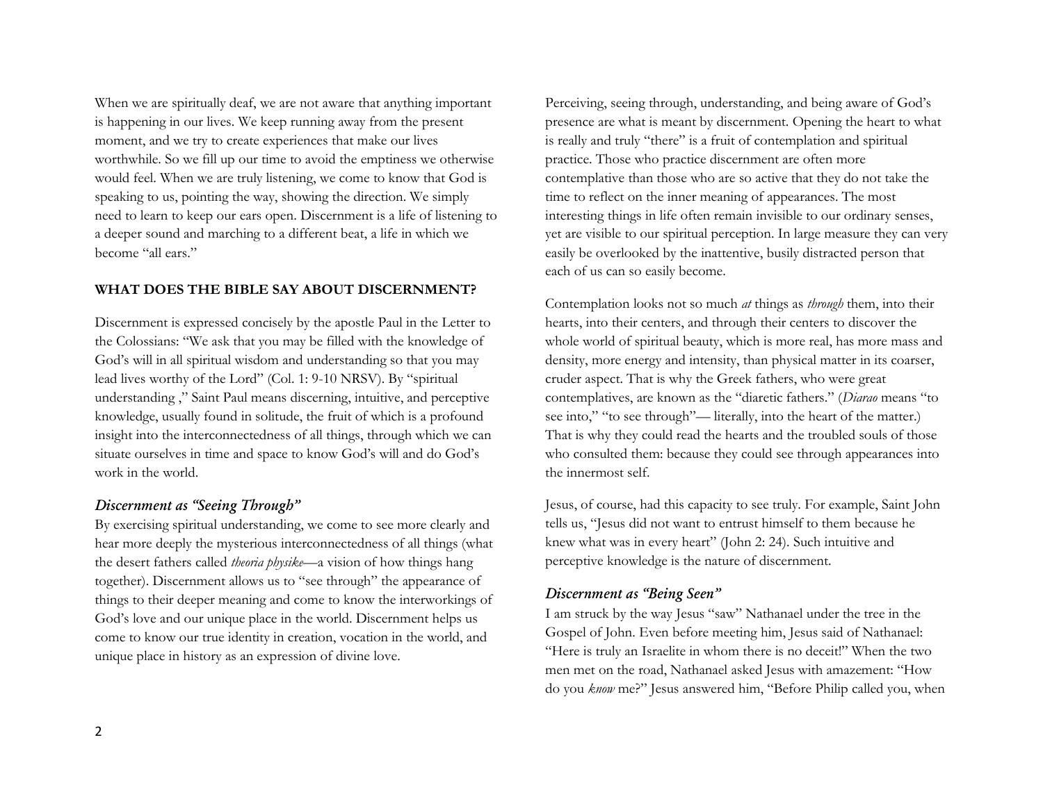When we are spiritually deaf, we are not aware that anything important is happening in our lives. We keep running away from the present moment, and we try to create experiences that make our lives worthwhile. So we fill up our time to avoid the emptiness we otherwise would feel. When we are truly listening, we come to know that God is speaking to us, pointing the way, showing the direction. We simply need to learn to keep our ears open. Discernment is a life of listening to a deeper sound and marching to a different beat, a life in which we become "all ears."

## WHAT DOES THE BIBLE SAY ABOUT DISCERNMENT?

Discernment is expressed concisely by the apostle Paul in the Letter to the Colossians: "We ask that you may be filled with the knowledge of God's will in all spiritual wisdom and understanding so that you may lead lives worthy of the Lord" (Col. 1: 9-10 NRSV). By "spiritual understanding ," Saint Paul means discerning, intuitive, and perceptive knowledge, usually found in solitude, the fruit of which is a profound insight into the interconnectedness of all things, through which we can situate ourselves in time and space to know God's will and do God's work in the world.

### *Discernment as "Seeing Through"*

By exercising spiritual understanding, we come to see more clearly and hear more deeply the mysterious interconnectedness of all things (what the desert fathers called *theoria physike*—a vision of how things hang together). Discernment allows us to "see through" the appearance of things to their deeper meaning and come to know the interworkings of God's love and our unique place in the world. Discernment helps us come to know our true identity in creation, vocation in the world, and unique place in history as an expression of divine love.

Perceiving, seeing through, understanding, and being aware of God's presence are what is meant by discernment. Opening the heart to what is really and truly "there" is a fruit of contemplation and spiritual practice. Those who practice discernment are often more contemplative than those who are so active that they do not take the time to reflect on the inner meaning of appearances. The most interesting things in life often remain invisible to our ordinary senses, yet are visible to our spiritual perception. In large measure they can very easily be overlooked by the inattentive, busily distracted person that each of us can so easily become.

Contemplation looks not so much *at* things as *through* them, into their hearts, into their centers, and through their centers to discover the whole world of spiritual beauty, which is more real, has more mass and density, more energy and intensity, than physical matter in its coarser, cruder aspect. That is why the Greek fathers, who were great contemplatives, are known as the "diaretic fathers." (*Diarao* means "to see into," "to see through"— literally, into the heart of the matter.) That is why they could read the hearts and the troubled souls of those who consulted them: because they could see through appearances into the innermost self.

Jesus, of course, had this capacity to see truly. For example, Saint John tells us, "Jesus did not want to entrust himself to them because he knew what was in every heart" (John 2: 24). Such intuitive and perceptive knowledge is the nature of discernment.

### *Discernment as "Being Seen"*

I am struck by the way Jesus "saw" Nathanael under the tree in the Gospel of John. Even before meeting him, Jesus said of Nathanael: "Here is truly an Israelite in whom there is no deceit!" When the two men met on the road, Nathanael asked Jesus with amazement: "How do you *know* me?" Jesus answered him, "Before Philip called you, when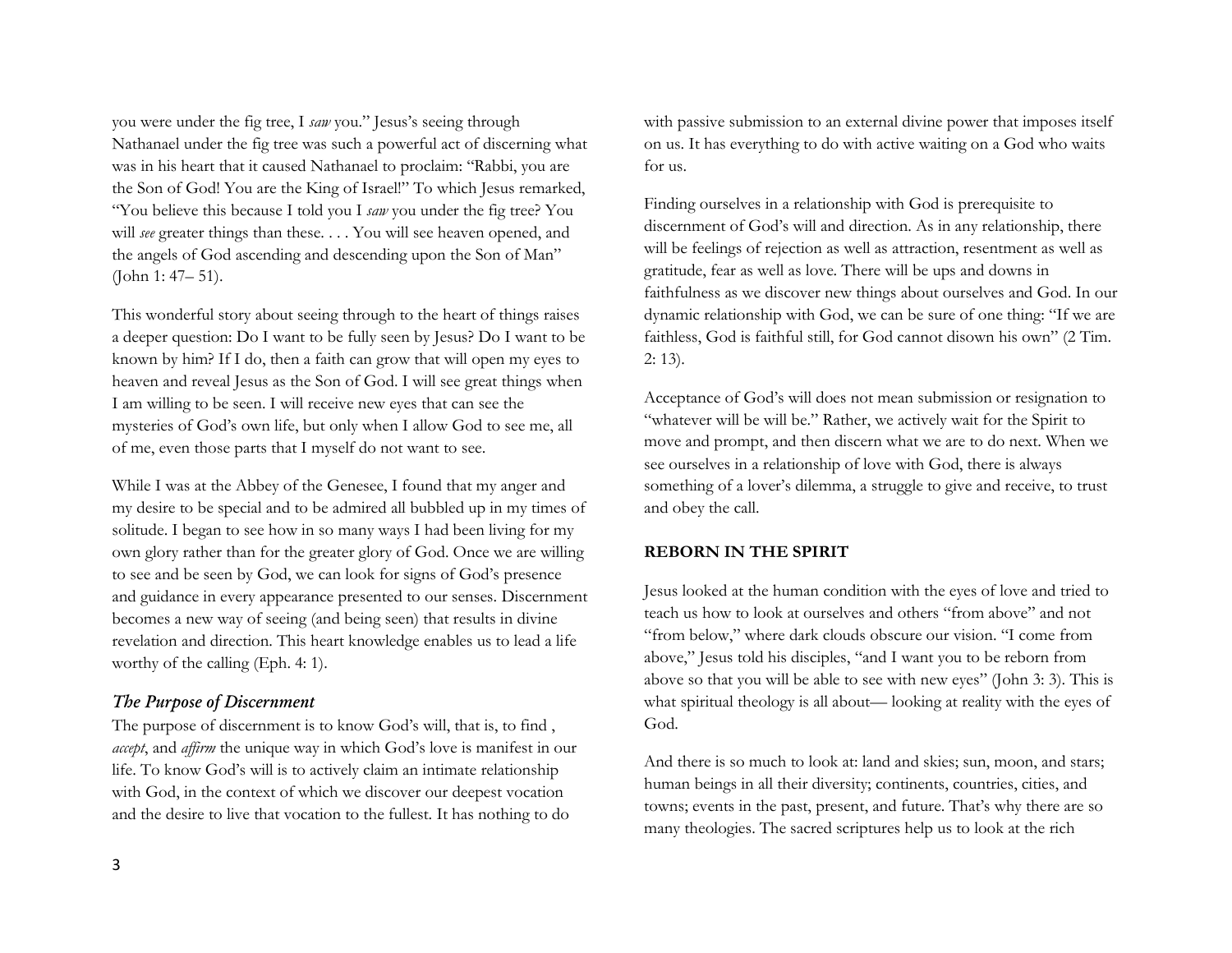you were under the fig tree, I *saw* you." Jesus's seeing through Nathanael under the fig tree was such a powerful act of discerning what was in his heart that it caused Nathanael to proclaim: "Rabbi, you are the Son of God! You are the King of Israel!" To which Jesus remarked, "You believe this because I told you I *saw* you under the fig tree? You will *see* greater things than these. . . . You will see heaven opened, and the angels of God ascending and descending upon the Son of Man" (John 1: 47– 51).

This wonderful story about seeing through to the heart of things raises a deeper question: Do I want to be fully seen by Jesus? Do I want to be known by him? If I do, then a faith can grow that will open my eyes to heaven and reveal Jesus as the Son of God. I will see great things when I am willing to be seen. I will receive new eyes that can see the mysteries of God's own life, but only when I allow God to see me, all of me, even those parts that I myself do not want to see.

While I was at the Abbey of the Genesee, I found that my anger and my desire to be special and to be admired all bubbled up in my times of solitude. I began to see how in so many ways I had been living for my own glory rather than for the greater glory of God. Once we are willing to see and be seen by God, we can look for signs of God's presence and guidance in every appearance presented to our senses. Discernment becomes a new way of seeing (and being seen) that results in divine revelation and direction. This heart knowledge enables us to lead a life worthy of the calling (Eph. 4: 1).

### *The Purpose of Discernment*

The purpose of discernment is to know God's will, that is, to find , *accept*, and *affirm* the unique way in which God's love is manifest in our life. To know God's will is to actively claim an intimate relationship with God, in the context of which we discover our deepest vocation and the desire to live that vocation to the fullest. It has nothing to do with passive submission to an external divine power that imposes itself on us. It has everything to do with active waiting on a God who waits for us.

Finding ourselves in a relationship with God is prerequisite to discernment of God's will and direction. As in any relationship, there will be feelings of rejection as well as attraction, resentment as well as gratitude, fear as well as love. There will be ups and downs in faithfulness as we discover new things about ourselves and God. In our dynamic relationship with God, we can be sure of one thing: "If we are faithless, God is faithful still, for God cannot disown his own" (2 Tim. 2: 13).

Acceptance of God's will does not mean submission or resignation to "whatever will be will be." Rather, we actively wait for the Spirit to move and prompt, and then discern what we are to do next. When we see ourselves in a relationship of love with God, there is always something of a lover's dilemma, a struggle to give and receive, to trust and obey the call.

### **REBORN IN THE SPIRIT**

Jesus looked at the human condition with the eyes of love and tried to teach us how to look at ourselves and others "from above" and not "from below," where dark clouds obscure our vision. "I come from above," Jesus told his disciples, "and I want you to be reborn from above so that you will be able to see with new eyes" (John 3: 3). This is what spiritual theology is all about— looking at reality with the eyes of God.

And there is so much to look at: land and skies; sun, moon, and stars; human beings in all their diversity; continents, countries, cities, and towns; events in the past, present, and future. That's why there are so many theologies. The sacred scriptures help us to look at the rich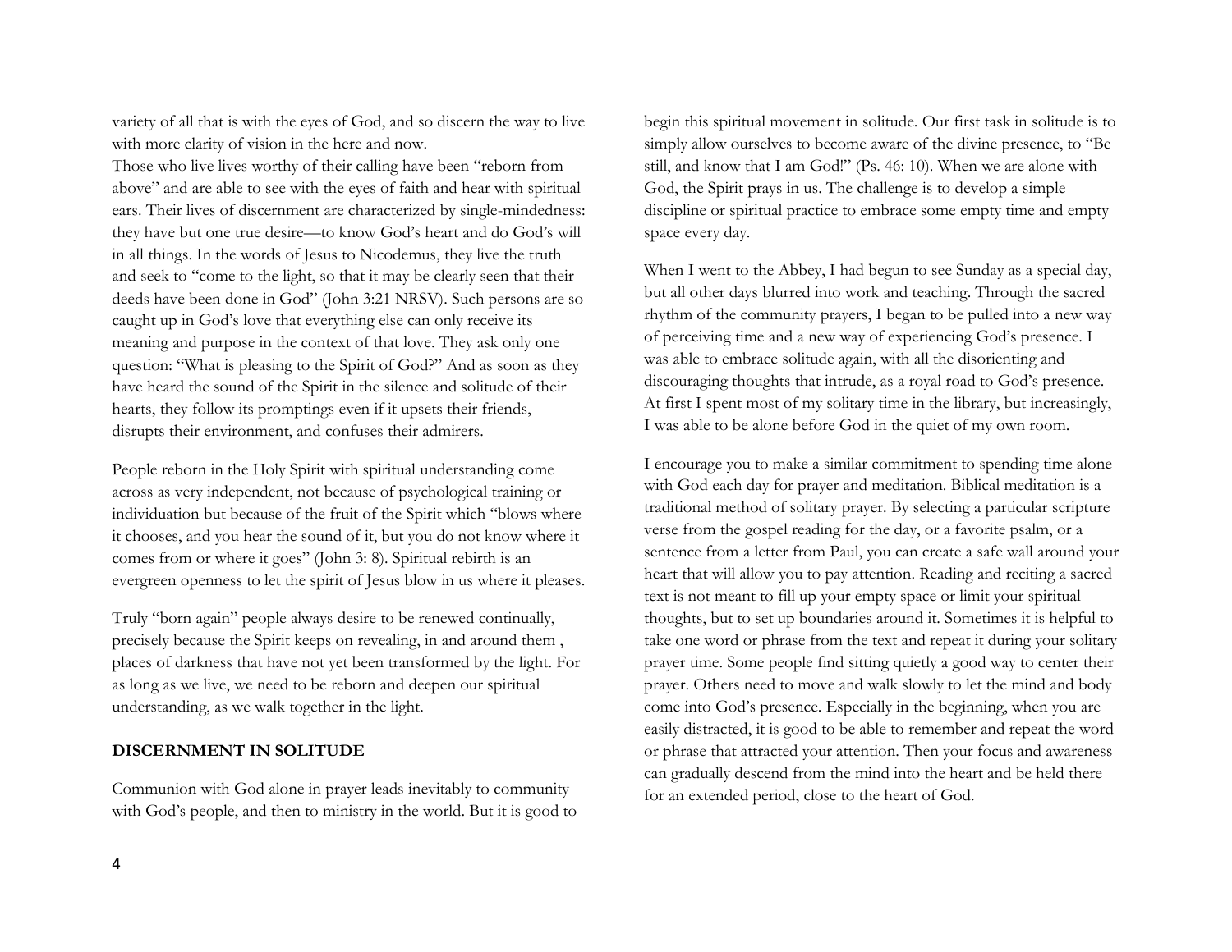variety of all that is with the eyes of God, and so discern the way to live with more clarity of vision in the here and now.

Those who live lives worthy of their calling have been "reborn from above" and are able to see with the eyes of faith and hear with spiritual ears. Their lives of discernment are characterized by single-mindedness: they have but one true desire—to know God's heart and do God's will in all things. In the words of Jesus to Nicodemus, they live the truth and seek to "come to the light, so that it may be clearly seen that their deeds have been done in God" (John 3:21 NRSV). Such persons are so caught up in God's love that everything else can only receive its meaning and purpose in the context of that love. They ask only one question: "What is pleasing to the Spirit of God?" And as soon as they have heard the sound of the Spirit in the silence and solitude of their hearts, they follow its promptings even if it upsets their friends, disrupts their environment, and confuses their admirers.

People reborn in the Holy Spirit with spiritual understanding come across as very independent, not because of psychological training or individuation but because of the fruit of the Spirit which "blows where it chooses, and you hear the sound of it, but you do not know where it comes from or where it goes" (John 3: 8). Spiritual rebirth is an evergreen openness to let the spirit of Jesus blow in us where it pleases.

Truly "born again" people always desire to be renewed continually, precisely because the Spirit keeps on revealing, in and around them , places of darkness that have not yet been transformed by the light. For as long as we live, we need to be reborn and deepen our spiritual understanding, as we walk together in the light.

**DISCERNMENT IN SOLITUDE**

Communion with God alone in prayer leads inevitably to community with God's people, and then to ministry in the world. But it is good to begin this spiritual movement in solitude. Our first task in solitude is to simply allow ourselves to become aware of the divine presence, to "Be still, and know that I am God!" (Ps. 46: 10). When we are alone with God, the Spirit prays in us. The challenge is to develop a simple discipline or spiritual practice to embrace some empty time and empty space every day.

When I went to the Abbey, I had begun to see Sunday as a special day, but all other days blurred into work and teaching. Through the sacred rhythm of the community prayers, I began to be pulled into a new way of perceiving time and a new way of experiencing God's presence. I was able to embrace solitude again, with all the disorienting and discouraging thoughts that intrude, as a royal road to God's presence. At first I spent most of my solitary time in the library, but increasingly, I was able to be alone before God in the quiet of my own room.

I encourage you to make a similar commitment to spending time alone with God each day for prayer and meditation. Biblical meditation is a traditional method of solitary prayer. By selecting a particular scripture verse from the gospel reading for the day, or a favorite psalm, or a sentence from a letter from Paul, you can create a safe wall around your heart that will allow you to pay attention. Reading and reciting a sacred text is not meant to fill up your empty space or limit your spiritual thoughts, but to set up boundaries around it. Sometimes it is helpful to take one word or phrase from the text and repeat it during your solitary prayer time. Some people find sitting quietly a good way to center their prayer. Others need to move and walk slowly to let the mind and body come into God's presence. Especially in the beginning, when you are easily distracted, it is good to be able to remember and repeat the word or phrase that attracted your attention. Then your focus and awareness can gradually descend from the mind into the heart and be held there for an extended period, close to the heart of God.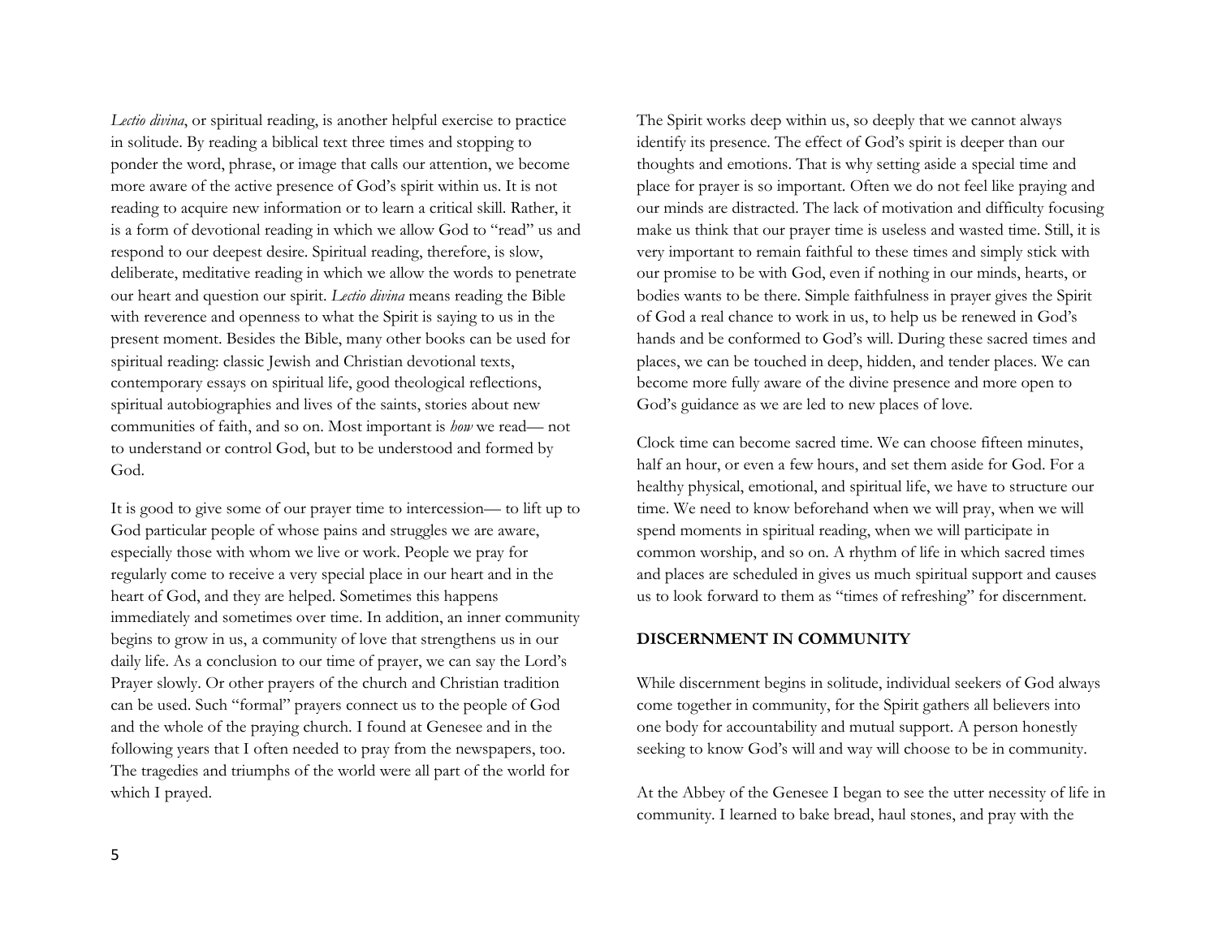*Lectio divina*, or spiritual reading, is another helpful exercise to practice in solitude. By reading a biblical text three times and stopping to ponder the word, phrase, or image that calls our attention, we become more aware of the active presence of God's spirit within us. It is not reading to acquire new information or to learn a critical skill. Rather, it is a form of devotional reading in which we allow God to "read" us and respond to our deepest desire. Spiritual reading, therefore, is slow, deliberate, meditative reading in which we allow the words to penetrate our heart and question our spirit. *Lectio divina* means reading the Bible with reverence and openness to what the Spirit is saying to us in the present moment. Besides the Bible, many other books can be used for spiritual reading: classic Jewish and Christian devotional texts, contemporary essays on spiritual life, good theological reflections, spiritual autobiographies and lives of the saints, stories about new communities of faith, and so on. Most important is *how* we read— not to understand or control God, but to be understood and formed by God.

It is good to give some of our prayer time to intercession— to lift up to God particular people of whose pains and struggles we are aware, especially those with whom we live or work. People we pray for regularly come to receive a very special place in our heart and in the heart of God, and they are helped. Sometimes this happens immediately and sometimes over time. In addition, an inner community begins to grow in us, a community of love that strengthens us in our daily life. As a conclusion to our time of prayer, we can say the Lord's Prayer slowly. Or other prayers of the church and Christian tradition can be used. Such "formal" prayers connect us to the people of God and the whole of the praying church. I found at Genesee and in the following years that I often needed to pray from the newspapers, too. The tragedies and triumphs of the world were all part of the world for which I prayed.

The Spirit works deep within us, so deeply that we cannot always identify its presence. The effect of God's spirit is deeper than our thoughts and emotions. That is why setting aside a special time and place for prayer is so important. Often we do not feel like praying and our minds are distracted. The lack of motivation and difficulty focusing make us think that our prayer time is useless and wasted time. Still, it is very important to remain faithful to these times and simply stick with our promise to be with God, even if nothing in our minds, hearts, or bodies wants to be there. Simple faithfulness in prayer gives the Spirit of God a real chance to work in us, to help us be renewed in God's hands and be conformed to God's will. During these sacred times and places, we can be touched in deep, hidden, and tender places. We can become more fully aware of the divine presence and more open to God's guidance as we are led to new places of love.

Clock time can become sacred time. We can choose fifteen minutes, half an hour, or even a few hours, and set them aside for God. For a healthy physical, emotional, and spiritual life, we have to structure our time. We need to know beforehand when we will pray, when we will spend moments in spiritual reading, when we will participate in common worship, and so on. A rhythm of life in which sacred times and places are scheduled in gives us much spiritual support and causes us to look forward to them as "times of refreshing" for discernment.

**DISCERNMENT IN COMMUNITY**

While discernment begins in solitude, individual seekers of God always come together in community, for the Spirit gathers all believers into one body for accountability and mutual support. A person honestly seeking to know God's will and way will choose to be in community.

At the Abbey of the Genesee I began to see the utter necessity of life in community. I learned to bake bread, haul stones, and pray with the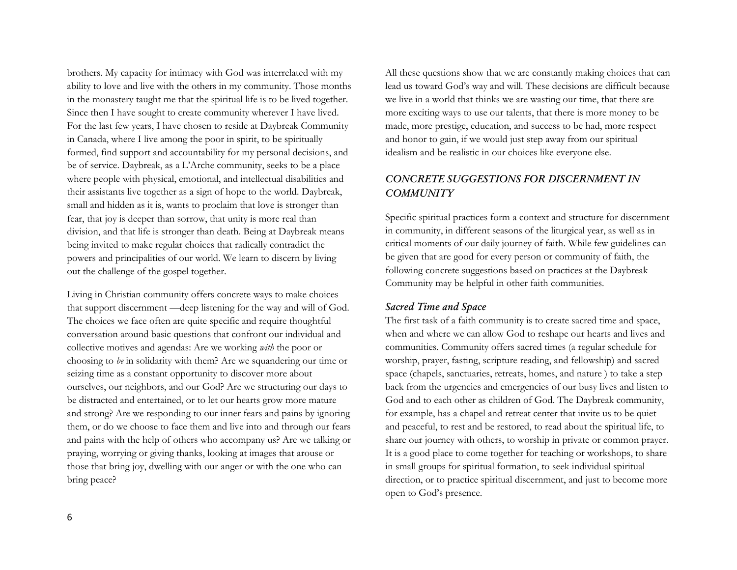brothers. My capacity for intimacy with God was interrelated with my ability to love and live with the others in my community. Those months in the monastery taught me that the spiritual life is to be lived together. Since then I have sought to create community wherever I have lived. For the last few years, I have chosen to reside at Daybreak Community in Canada, where I live among the poor in spirit, to be spiritually formed, find support and accountability for my personal decisions, and be of service. Daybreak, as a L'Arche community, seeks to be a place where people with physical, emotional, and intellectual disabilities and their assistants live together as a sign of hope to the world. Daybreak, small and hidden as it is, wants to proclaim that love is stronger than fear, that joy is deeper than sorrow, that unity is more real than division, and that life is stronger than death. Being at Daybreak means being invited to make regular choices that radically contradict the powers and principalities of our world. We learn to discern by living out the challenge of the gospel together.

Living in Christian community offers concrete ways to make choices that support discernment —deep listening for the way and will of God. The choices we face often are quite specific and require thoughtful conversation around basic questions that confront our individual and collective motives and agendas: Are we working *with* the poor or choosing to *be* in solidarity with them? Are we squandering our time or seizing time as a constant opportunity to discover more about ourselves, our neighbors, and our God? Are we structuring our days to be distracted and entertained, or to let our hearts grow more mature and strong? Are we responding to our inner fears and pains by ignoring them, or do we choose to face them and live into and through our fears and pains with the help of others who accompany us? Are we talking or praying, worrying or giving thanks, looking at images that arouse or those that bring joy, dwelling with our anger or with the one who can bring peace?

All these questions show that we are constantly making choices that can lead us toward God's way and will. These decisions are difficult because we live in a world that thinks we are wasting our time, that there are more exciting ways to use our talents, that there is more money to be made, more prestige, education, and success to be had, more respect and honor to gain, if we would just step away from our spiritual idealism and be realistic in our choices like everyone else.

## *CONCRETE SUGGESTIONS FOR DISCERNMENT IN COMMUNITY*

Specific spiritual practices form a context and structure for discernment in community, in different seasons of the liturgical year, as well as in critical moments of our daily journey of faith. While few guidelines can be given that are good for every person or community of faith, the following concrete suggestions based on practices at the Daybreak Community may be helpful in other faith communities.

### *Sacred Time and Space*

The first task of a faith community is to create sacred time and space, when and where we can allow God to reshape our hearts and lives and communities. Community offers sacred times (a regular schedule for worship, prayer, fasting, scripture reading, and fellowship) and sacred space (chapels, sanctuaries, retreats, homes, and nature ) to take a step back from the urgencies and emergencies of our busy lives and listen to God and to each other as children of God. The Daybreak community, for example, has a chapel and retreat center that invite us to be quiet and peaceful, to rest and be restored, to read about the spiritual life, to share our journey with others, to worship in private or common prayer. It is a good place to come together for teaching or workshops, to share in small groups for spiritual formation, to seek individual spiritual direction, or to practice spiritual discernment, and just to become more open to God's presence.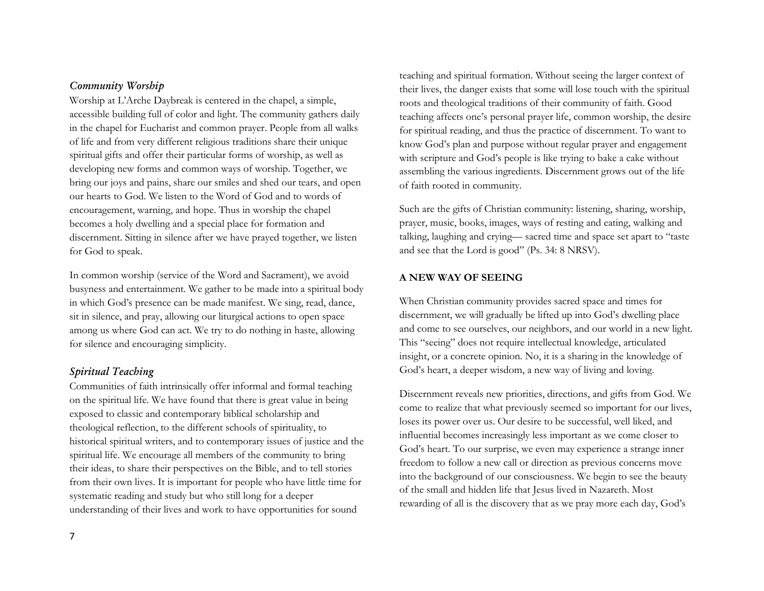### *Community Worship*

Worship at L'Arche Daybreak is centered in the chapel, a simple, accessible building full of color and light. The community gathers daily in the chapel for Eucharist and common prayer. People from all walks of life and from very different religious traditions share their unique spiritual gifts and offer their particular forms of worship, as well as developing new forms and common ways of worship. Together, we bring our joys and pains, share our smiles and shed our tears, and open our hearts to God. We listen to the Word of God and to words of encouragement, warning, and hope. Thus in worship the chapel becomes a holy dwelling and a special place for formation and discernment. Sitting in silence after we have prayed together, we listen for God to speak.

In common worship (service of the Word and Sacrament), we avoid busyness and entertainment. We gather to be made into a spiritual body in which God's presence can be made manifest. We sing, read, dance, sit in silence, and pray, allowing our liturgical actions to open space among us where God can act. We try to do nothing in haste, allowing for silence and encouraging simplicity.

### *Spiritual Teaching*

Communities of faith intrinsically offer informal and formal teaching on the spiritual life. We have found that there is great value in being exposed to classic and contemporary biblical scholarship and theological reflection, to the different schools of spirituality, to historical spiritual writers, and to contemporary issues of justice and the spiritual life. We encourage all members of the community to bring their ideas, to share their perspectives on the Bible, and to tell stories from their own lives. It is important for people who have little time for systematic reading and study but who still long for a deeper understanding of their lives and work to have opportunities for sound teaching and spiritual formation. Without seeing the larger context of their lives, the danger exists that some will lose touch with the spiritual roots and theological traditions of their community of faith. Good teaching affects one's personal prayer life, common worship, the desire for spiritual reading, and thus the practice of discernment. To want to know God's plan and purpose without regular prayer and engagement with scripture and God's people is like trying to bake a cake without assembling the various ingredients. Discernment grows out of the life of faith rooted in community.

Such are the gifts of Christian community: listening, sharing, worship, prayer, music, books, images, ways of resting and eating, walking and talking, laughing and crying— sacred time and space set apart to "taste and see that the Lord is good" (Ps. 34: 8 NRSV).

## A NEW WAY OF SEEING

When Christian community provides sacred space and times for discernment, we will gradually be lifted up into God's dwelling place and come to see ourselves, our neighbors, and our world in a new light. This "seeing" does not require intellectual knowledge, articulated insight, or a concrete opinion. No, it is a sharing in the knowledge of God's heart, a deeper wisdom, a new way of living and loving.

Discernment reveals new priorities, directions, and gifts from God. We come to realize that what previously seemed so important for our lives, loses its power over us. Our desire to be successful, well liked, and influential becomes increasingly less important as we come closer to God's heart. To our surprise, we even may experience a strange inner freedom to follow a new call or direction as previous concerns move into the background of our consciousness. We begin to see the beauty of the small and hidden life that Jesus lived in Nazareth. Most rewarding of all is the discovery that as we pray more each day, God's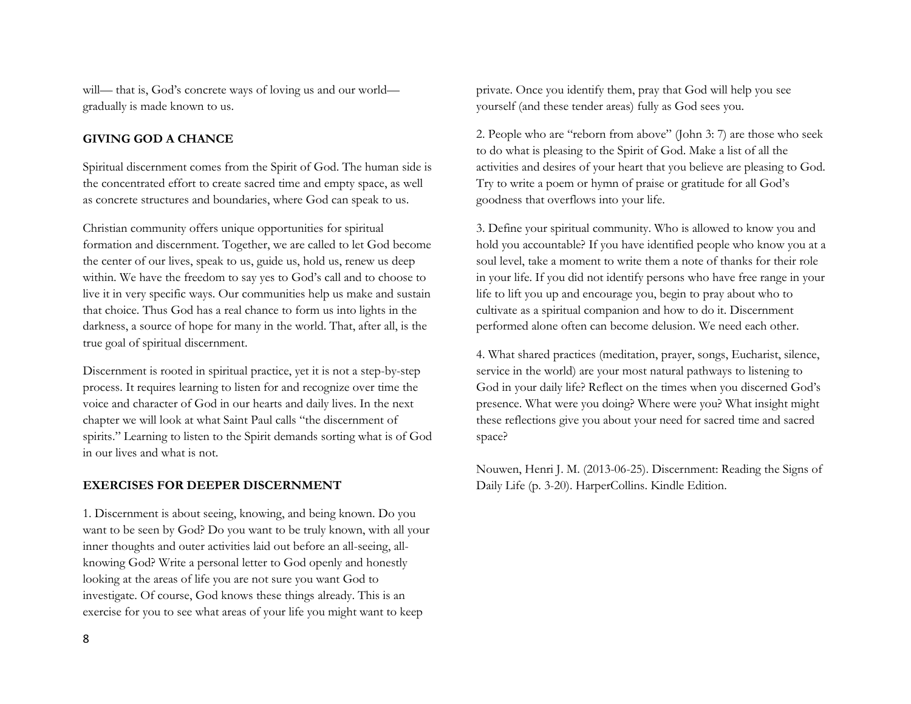will— that is, God's concrete ways of loving us and our world— gradually is made known to us.

## GIVING GOD A CHANCE

Spiritual discernment comes from the Spirit of God. The human side is the concentrated effort to create sacred time and empty space, as well as concrete structures and boundaries, where God can speak to us.

Christian community offers unique opportunities for spiritual formation and discernment. Together, we are called to let God become the center of our lives, speak to us, guide us, hold us, renew us deep within. We have the freedom to say yes to God's call and to choose to live it in very specific ways. Our communities help us make and sustain that choice. Thus God has a real chance to form us into lights in the darkness, a source of hope for many in the world. That, after all, is the true goal of spiritual discernment.

Discernment is rooted in spiritual practice, yet it is not a step-by-step process. It requires learning to listen for and recognize over time the voice and character of God in our hearts and daily lives. In the next chapter we will look at what Saint Paul calls "the discernment of spirits." Learning to listen to the Spirit demands sorting what is of God in our lives and what is not.

## EXERCISES FOR DEEPER DISCERNMENT

1. Discernment is about seeing, knowing, and being known. Do you want to be seen by God? Do you want to be truly known, with all your inner thoughts and outer activities laid out before an all-seeing, all-knowing God? Write a personal letter to God openly and honestly looking at the areas of life you are not sure you want God to investigate. Of course, God knows these things already. This is an exercise for you to see what areas of your life you might want to keep private. Once you identify them, pray that God will help you see yourself (and these tender areas) fully as God sees you.

2. People who are "reborn from above" (John 3: 7) are those who seek to do what is pleasing to the Spirit of God. Make a list of all the activities and desires of your heart that you believe are pleasing to God. Try to write a poem or hymn of praise or gratitude for all God's goodness that overflows into your life.

3. Define your spiritual community. Who is allowed to know you and hold you accountable? If you have identified people who know you at a soul level, take a moment to write them a note of thanks for their role in your life. If you did not identify persons who have free range in your life to lift you up and encourage you, begin to pray about who to cultivate as a spiritual companion and how to do it. Discernment performed alone often can become delusion. We need each other.

4. What shared practices (meditation, prayer, songs, Eucharist, silence, service in the world) are your most natural pathways to listening to God in your daily life? Reflect on the times when you discerned God's presence. What were you doing? Where were you? What insight might these reflections give you about your need for sacred time and sacred space?

Nouwen, Henri J. M. (2013-06-25). Discernment: Reading the Signs of Daily Life (p. 3-20). HarperCollins. Kindle Edition.